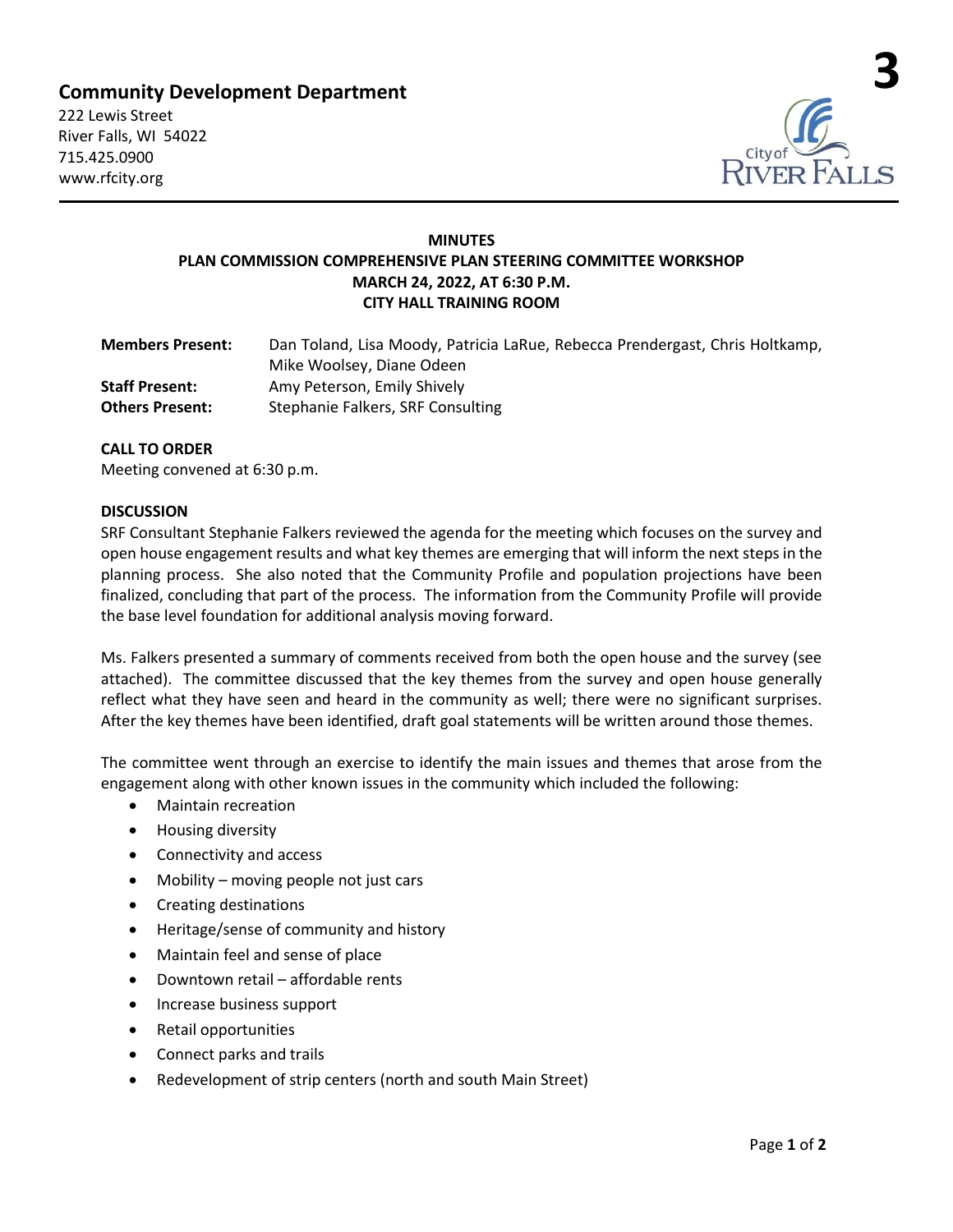**Community Development Department**

222 Lewis Street
River Falls, WI 54022
715.425.0900
www.rfcity.org

**MINUTES**
**PLAN COMMISSION COMPREHENSIVE PLAN STEERING COMMITTEE WORKSHOP**
**MARCH 24, 2022, AT 6:30 P.M.**
**CITY HALL TRAINING ROOM**

| | |
|---|---|
| **Members Present:** | Dan Toland, Lisa Moody, Patricia LaRue, Rebecca Prendergast, Chris Holtkamp, Mike Woolsey, Diane Odeen |
| **Staff Present:** | Amy Peterson, Emily Shively |
| **Others Present:** | Stephanie Falkers, SRF Consulting |

**CALL TO ORDER**

Meeting convened at 6:30 p.m.

**DISCUSSION**

SRF Consultant Stephanie Falkers reviewed the agenda for the meeting which focuses on the survey and open house engagement results and what key themes are emerging that will inform the next steps in the planning process. She also noted that the Community Profile and population projections have been finalized, concluding that part of the process. The information from the Community Profile will provide the base level foundation for additional analysis moving forward.

Ms. Falkers presented a summary of comments received from both the open house and the survey (see attached). The committee discussed that the key themes from the survey and open house generally reflect what they have seen and heard in the community as well; there were no significant surprises. After the key themes have been identified, draft goal statements will be written around those themes.

The committee went through an exercise to identify the main issues and themes that arose from the engagement along with other known issues in the community which included the following:

- Maintain recreation
- Housing diversity
- Connectivity and access
- Mobility – moving people not just cars
- Creating destinations
- Heritage/sense of community and history
- Maintain feel and sense of place
- Downtown retail – affordable rents
- Increase business support
- Retail opportunities
- Connect parks and trails
- Redevelopment of strip centers (north and south Main Street)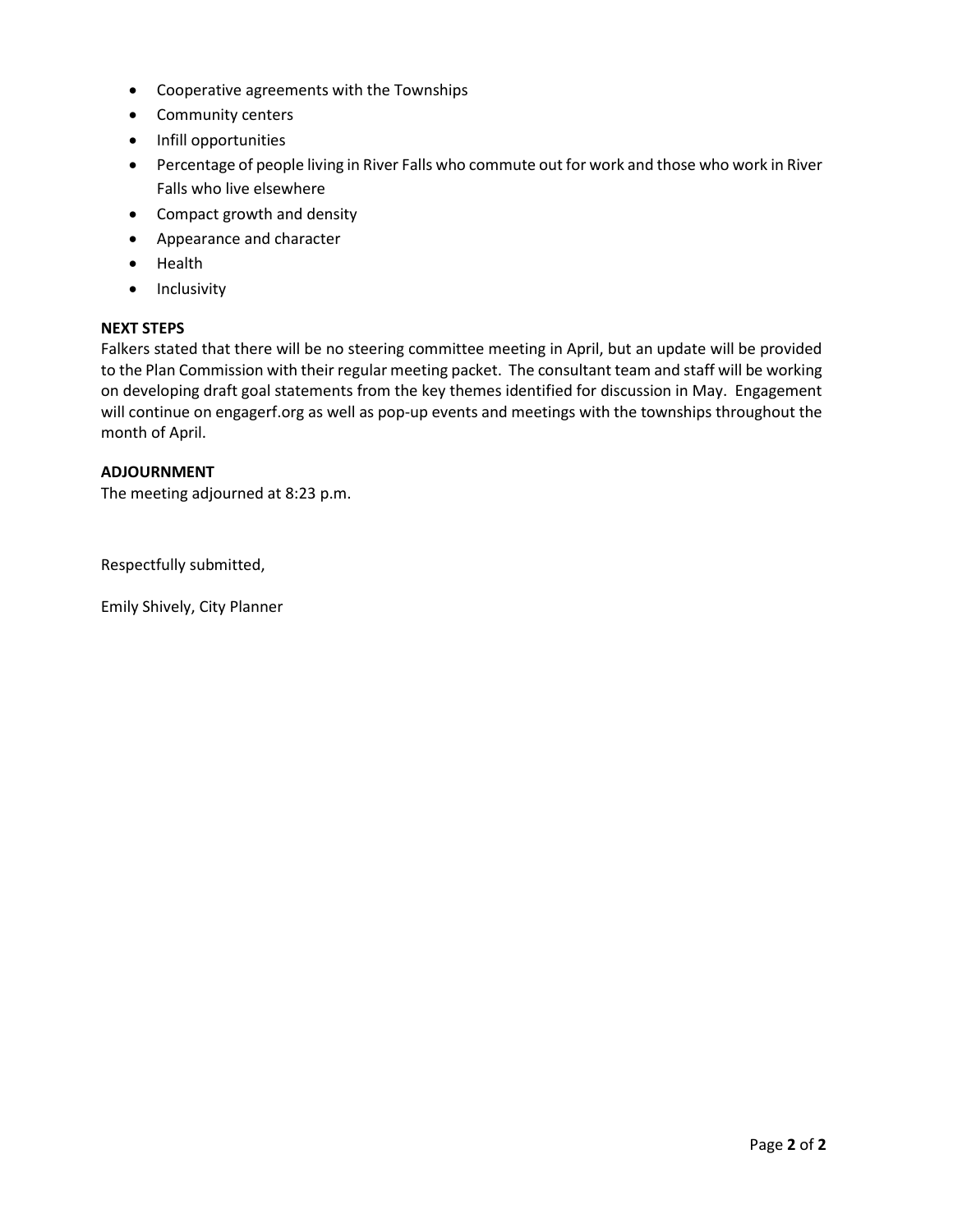- Cooperative agreements with the Townships
- Community centers
- Infill opportunities
- Percentage of people living in River Falls who commute out for work and those who work in River Falls who live elsewhere
- Compact growth and density
- Appearance and character
- Health
- Inclusivity

**NEXT STEPS**

Falkers stated that there will be no steering committee meeting in April, but an update will be provided to the Plan Commission with their regular meeting packet. The consultant team and staff will be working on developing draft goal statements from the key themes identified for discussion in May. Engagement will continue on engagerf.org as well as pop-up events and meetings with the townships throughout the month of April.

**ADJOURNMENT**

The meeting adjourned at 8:23 p.m.

Respectfully submitted,

Emily Shively, City Planner